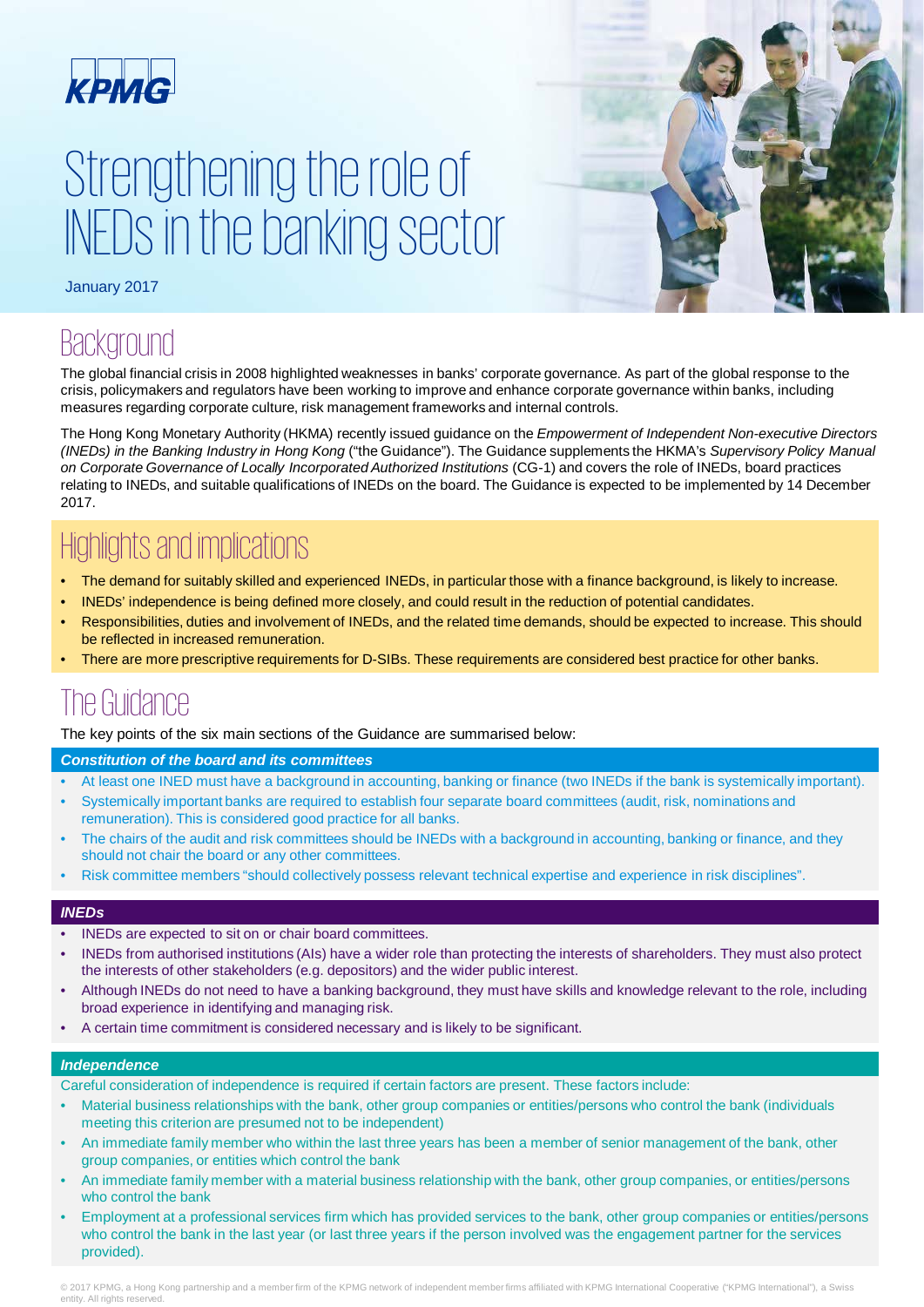KPMG

# Strengthening the role of INEDs in the banking sector

January 2017

## Background

The global financial crisis in 2008 highlighted weaknesses in banks' corporate governance. As part of the global response to the crisis, policymakers and regulators have been working to improve and enhance corporate governance within banks, including measures regarding corporate culture, risk management frameworks and internal controls.

The Hong Kong Monetary Authority (HKMA) recently issued guidance on the *Empowerment of Independent Non-executive Directors (INEDs) in the Banking Industry in Hong Kong* ("the Guidance"). The Guidance supplements the HKMA's *Supervisory Policy Manual on Corporate Governance of Locally Incorporated Authorized Institutions* (CG-1) and covers the role of INEDs, board practices relating to INEDs, and suitable qualifications of INEDs on the board. The Guidance is expected to be implemented by 14 December 2017.

## Highlights and implications

- The demand for suitably skilled and experienced INEDs, in particular those with a finance background, is likely to increase.
- INEDs' independence is being defined more closely, and could result in the reduction of potential candidates.
- Responsibilities, duties and involvement of INEDs, and the related time demands, should be expected to increase. This should be reflected in increased remuneration.
- There are more prescriptive requirements for D-SIBs. These requirements are considered best practice for other banks.

## The Guidance

The key points of the six main sections of the Guidance are summarised below:

### *Constitution of the board and its committees*

- At least one INED must have a background in accounting, banking or finance (two INEDs if the bank is systemically important).
- Systemically important banks are required to establish four separate board committees (audit, risk, nominations and remuneration). This is considered good practice for all banks.
- The chairs of the audit and risk committees should be INEDs with a background in accounting, banking or finance, and they should not chair the board or any other committees.
- Risk committee members "should collectively possess relevant technical expertise and experience in risk disciplines".

### *INEDs*

- INEDs are expected to sit on or chair board committees.
- INEDs from authorised institutions (AIs) have a wider role than protecting the interests of shareholders. They must also protect the interests of other stakeholders (e.g. depositors) and the wider public interest.
- Although INEDs do not need to have a banking background, they must have skills and knowledge relevant to the role, including broad experience in identifying and managing risk.
- A certain time commitment is considered necessary and is likely to be significant.

### *Independence*

Careful consideration of independence is required if certain factors are present. These factors include:

- Material business relationships with the bank, other group companies or entities/persons who control the bank (individuals meeting this criterion are presumed not to be independent)
- An immediate family member who within the last three years has been a member of senior management of the bank, other group companies, or entities which control the bank
- An immediate family member with a material business relationship with the bank, other group companies, or entities/persons who control the bank
- Employment at a professional services firm which has provided services to the bank, other group companies or entities/persons who control the bank in the last year (or last three years if the person involved was the engagement partner for the services provided).

© 2017 KPMG, a Hong Kong partnership and a member firm of the KPMG network of independent member firms affiliated with KPMG International Cooperative ("KPMG International"), a Swiss entity. All rights reserved.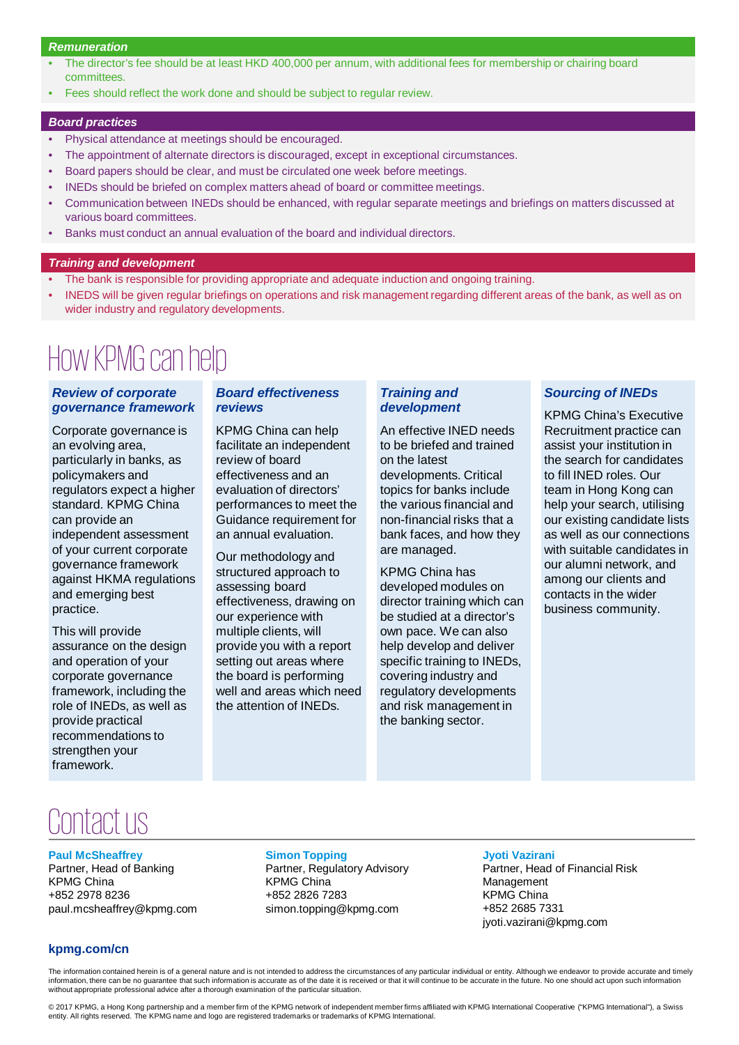### *Remuneration*

- The director's fee should be at least HKD 400,000 per annum, with additional fees for membership or chairing board committees.
- Fees should reflect the work done and should be subject to regular review.

### *Board practices*

- Physical attendance at meetings should be encouraged.
- The appointment of alternate directors is discouraged, except in exceptional circumstances.
- Board papers should be clear, and must be circulated one week before meetings.
- INEDs should be briefed on complex matters ahead of board or committee meetings.
- Communication between INEDs should be enhanced, with regular separate meetings and briefings on matters discussed at various board committees.
- Banks must conduct an annual evaluation of the board and individual directors.

### *Training and development*

- The bank is responsible for providing appropriate and adequate induction and ongoing training.
- INEDS will be given regular briefings on operations and risk management regarding different areas of the bank, as well as on wider industry and regulatory developments.

# How KPMG can help

### *Review of corporate governance framework*

Corporate governance is an evolving area, particularly in banks, as policymakers and regulators expect a higher standard. KPMG China can provide an independent assessment of your current corporate governance framework against HKMA regulations and emerging best practice.

This will provide assurance on the design and operation of your corporate governance framework, including the role of INEDs, as well as provide practical recommendations to strengthen your framework.

### *Board effectiveness reviews*

KPMG China can help facilitate an independent review of board effectiveness and an evaluation of directors' performances to meet the Guidance requirement for an annual evaluation.

Our methodology and structured approach to assessing board effectiveness, drawing on our experience with multiple clients, will provide you with a report setting out areas where the board is performing well and areas which need the attention of INEDs.

### *Training and development*

An effective INED needs to be briefed and trained on the latest developments. Critical topics for banks include the various financial and non-financial risks that a bank faces, and how they are managed.

KPMG China has developed modules on director training which can be studied at a director's own pace. We can also help develop and deliver specific training to INEDs, covering industry and regulatory developments and risk management in the banking sector.

### *Sourcing of INEDs*

KPMG China's Executive Recruitment practice can assist your institution in the search for candidates to fill INED roles. Our team in Hong Kong can help your search, utilising our existing candidate lists as well as our connections with suitable candidates in our alumni network, and among our clients and contacts in the wider business community.

# Contact us

**Paul McSheaffrey**
Partner, Head of Banking
KPMG China
+852 2978 8236
paul.mcsheaffrey@kpmg.com

**Simon Topping**
Partner, Regulatory Advisory
KPMG China
+852 2826 7283
simon.topping@kpmg.com

**Jyoti Vazirani**
Partner, Head of Financial Risk Management
KPMG China
+852 2685 7331
jyoti.vazirani@kpmg.com

**kpmg.com/cn**

The information contained herein is of a general nature and is not intended to address the circumstances of any particular individual or entity. Although we endeavor to provide accurate and timely information, there can be no guarantee that such information is accurate as of the date it is received or that it will continue to be accurate in the future. No one should act upon such information without appropriate professional advice after a thorough examination of the particular situation.

© 2017 KPMG, a Hong Kong partnership and a member firm of the KPMG network of independent member firms affiliated with KPMG International Cooperative ("KPMG International"), a Swiss entity. All rights reserved. The KPMG name and logo are registered trademarks or trademarks of KPMG International.